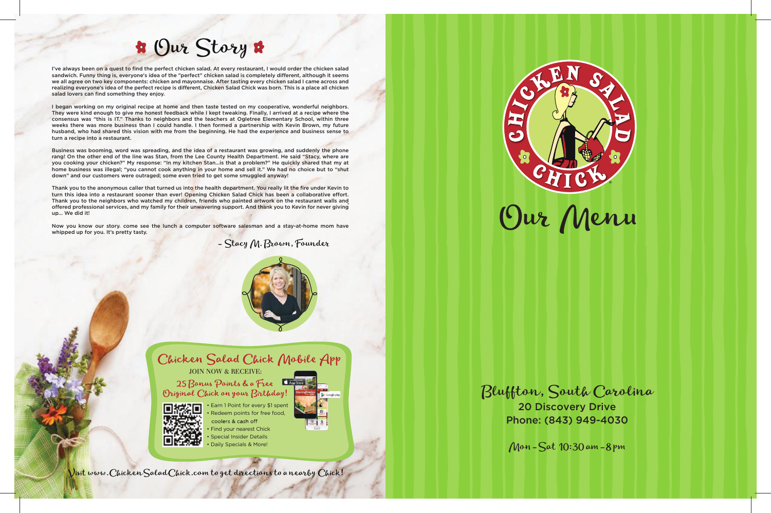# Our Story

I've always been on a quest to find the perfect chicken salad. At every restaurant, I would order the chicken salad sandwich. Funny thing is, everyone's idea of the "perfect" chicken salad is completely different, although it seems we all agree on two key components: chicken and mayonnaise. After tasting every chicken salad I came across and realizing everyone's idea of the perfect recipe is different, Chicken Salad Chick was born. This is a place all chicken salad lovers can find something they enjoy.

I began working on my original recipe at home and then taste tested on my cooperative, wonderful neighbors. They were kind enough to give me honest feedback while I kept tweaking. Finally, I arrived at a recipe where the consensus was "this is IT." Thanks to neighbors and the teachers at Ogletree Elementary School, within three weeks there was more business than I could handle. I then formed a partnership with Kevin Brown, my future husband, who had shared this vision with me from the beginning. He had the experience and business sense to turn a recipe into a restaurant.

Business was booming, word was spreading, and the idea of a restaurant was growing, and suddenly the phone rang! On the other end of the line was Stan, from the Lee County Health Department. He said "Stacy, where are you cooking your chicken?" My response: "In my kitchen Stan...is that a problem?" He quickly shared that my at home business was illegal; "you cannot cook anything in your home and sell it." We had no choice but to "shut down" and our customers were outraged; some even tried to get some smuggled anyway!

Thank you to the anonymous caller that turned us into the health department. You really lit the fire under Kevin to turn this idea into a restaurant sooner than ever! Opening Chicken Salad Chick has been a collaborative effort. Thank you to the neighbors who watched my children, friends who painted artwork on the restaurant walls and offered professional services, and my family for their unwavering support. And thank you to Kevin for never giving up... We did it!

Now you know our story. come see the lunch a computer software salesman and a stay-at-home mom have whipped up for you. It's pretty tasty.

– Stacy M. Brown, Founder

## Chicken Salad Chick Mobile App

JOIN NOW & RECEIVE:

25 Bonus Points & a Free Original Chick on your Birthday!

- Earn 1 Point for every $1 spent
- Redeem points for free food, coolers & cash off
- Find your nearest Chick
- Special Insider Details
- Daily Specials & More!

Visit www.ChickenSaladChick.com to get directions to a nearby Chick!

# Chicken Salad Chick

# Our Menu

## Bluffton, South Carolina

20 Discovery Drive
Phone: (843) 949-4030

Mon - Sat 10:30 am - 8 pm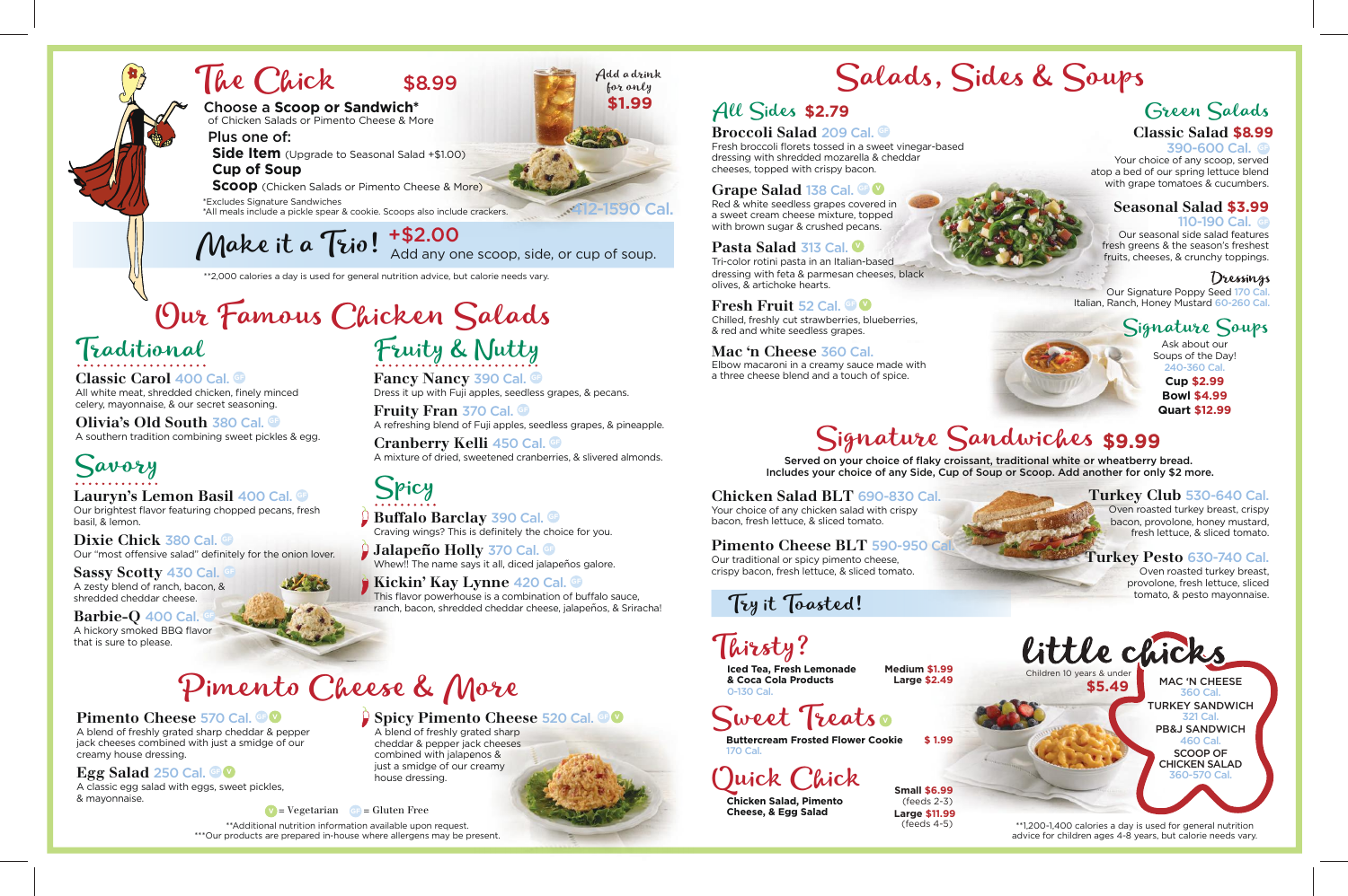# The Chick $8.99

**Choose a Scoop or Sandwich***
of Chicken Salads or Pimento Cheese & More

Plus one of:

- **Side Item** (Upgrade to Seasonal Salad +$1.00)
- **Cup of Soup**
- **Scoop** (Chicken Salads or Pimento Cheese & More)

*Excludes Signature Sandwiches
*All meals include a pickle spear & cookie. Scoops also include crackers.

412-1590 Cal.

Add a drink for only $1.99

## Make it a Trio! +$2.00

Add any one scoop, side, or cup of soup.

**2,000 calories a day is used for general nutrition advice, but calorie needs vary.

# Our Famous Chicken Salads

## Traditional

**Classic Carol** 400 Cal. GF
All white meat, shredded chicken, finely minced celery, mayonnaise, & our secret seasoning.

**Olivia's Old South** 380 Cal. GF
A southern tradition combining sweet pickles & egg.

## Savory

**Lauryn's Lemon Basil** 400 Cal. GF
Our brightest flavor featuring chopped pecans, fresh basil, & lemon.

**Dixie Chick** 380 Cal. GF
Our "most offensive salad" definitely for the onion lover.

**Sassy Scotty** 430 Cal. GF
A zesty blend of ranch, bacon, & shredded cheddar cheese.

**Barbie-Q** 400 Cal. GF
A hickory smoked BBQ flavor that is sure to please.

## Fruity & Nutty

**Fancy Nancy** 390 Cal. GF
Dress it up with Fuji apples, seedless grapes, & pecans.

**Fruity Fran** 370 Cal. GF
A refreshing blend of Fuji apples, seedless grapes, & pineapple.

**Cranberry Kelli** 450 Cal. GF
A mixture of dried, sweetened cranberries, & slivered almonds.

## Spicy

**Buffalo Barclay** 390 Cal. GF
Craving wings? This is definitely the choice for you.

**Jalapeño Holly** 370 Cal. GF
Whew!! The name says it all, diced jalapeños galore.

**Kickin' Kay Lynne** 420 Cal. GF
This flavor powerhouse is a combination of buffalo sauce, ranch, bacon, shredded cheddar cheese, jalapeños, & Sriracha!

# Pimento Cheese & More

**Pimento Cheese** 570 Cal. GF V
A blend of freshly grated sharp cheddar & pepper jack cheeses combined with just a smidge of our creamy house dressing.

**Egg Salad** 250 Cal. GF V
A classic egg salad with eggs, sweet pickles, & mayonnaise.

**Spicy Pimento Cheese** 520 Cal. GF V
A blend of freshly grated sharp cheddar & pepper jack cheeses combined with jalapenos & just a smidge of our creamy house dressing.

V = Vegetarian GF = Gluten Free

**Additional nutrition information available upon request.
***Our products are prepared in-house where allergens may be present.

# Salads, Sides & Soups

## All Sides $2.79

**Broccoli Salad** 209 Cal. GF
Fresh broccoli florets tossed in a sweet vinegar-based dressing with shredded mozarella & cheddar cheeses, topped with crispy bacon.

**Grape Salad** 138 Cal. GF V
Red & white seedless grapes covered in a sweet cream cheese mixture, topped with brown sugar & crushed pecans.

**Pasta Salad** 313 Cal. V
Tri-color rotini pasta in an Italian-based dressing with feta & parmesan cheeses, black olives, & artichoke hearts.

**Fresh Fruit** 52 Cal. GF V
Chilled, freshly cut strawberries, blueberries, & red and white seedless grapes.

**Mac 'n Cheese** 360 Cal.
Elbow macaroni in a creamy sauce made with a three cheese blend and a touch of spice.

## Green Salads

**Classic Salad $8.99**
390-600 Cal. GF
Your choice of any scoop, served atop a bed of our spring lettuce blend with grape tomatoes & cucumbers.

**Seasonal Salad $3.99**
110-190 Cal. GF
Our seasonal side salad features fresh greens & the season's freshest fruits, cheeses, & crunchy toppings.

### Dressings

Our Signature Poppy Seed 170 Cal.
Italian, Ranch, Honey Mustard 60-260 Cal.

## Signature Soups

Ask about our Soups of the Day!
240-360 Cal.

**Cup** $2.99
**Bowl** $4.99
**Quart** $12.99

# Signature Sandwiches $9.99

Served on your choice of flaky croissant, traditional white or wheatberry bread.
Includes your choice of any Side, Cup of Soup or Scoop. Add another for only $2 more.

**Chicken Salad BLT** 690-830 Cal.
Your choice of any chicken salad with crispy bacon, fresh lettuce, & sliced tomato.

**Pimento Cheese BLT** 590-950 Cal.
Our traditional or spicy pimento cheese, crispy bacon, fresh lettuce, & sliced tomato.

**Turkey Club** 530-640 Cal.
Oven roasted turkey breast, crispy bacon, provolone, honey mustard, fresh lettuce, & sliced tomato.

**Turkey Pesto** 630-740 Cal.
Oven roasted turkey breast, provolone, fresh lettuce, sliced tomato, & pesto mayonnaise.

## Try it Toasted!

# Thirsty?

**Iced Tea, Fresh Lemonade & Coca Cola Products**
0-130 Cal.

**Medium** $1.99
**Large** $2.49

# Sweet Treats V

**Buttercream Frosted Flower Cookie** $ 1.99
170 Cal.

# Quick Chick

**Chicken Salad, Pimento Cheese, & Egg Salad**

**Small** $6.99 (feeds 2-3)
**Large** $11.99 (feeds 4-5)

# little chicks

Children 10 years & under
$5.49

- MAC 'N CHEESE 360 Cal.
- TURKEY SANDWICH 321 Cal.
- PB&J SANDWICH 460 Cal.
- SCOOP OF CHICKEN SALAD 360-570 Cal.

**1,200-1,400 calories a day is used for general nutrition advice for children ages 4-8 years, but calorie needs vary.